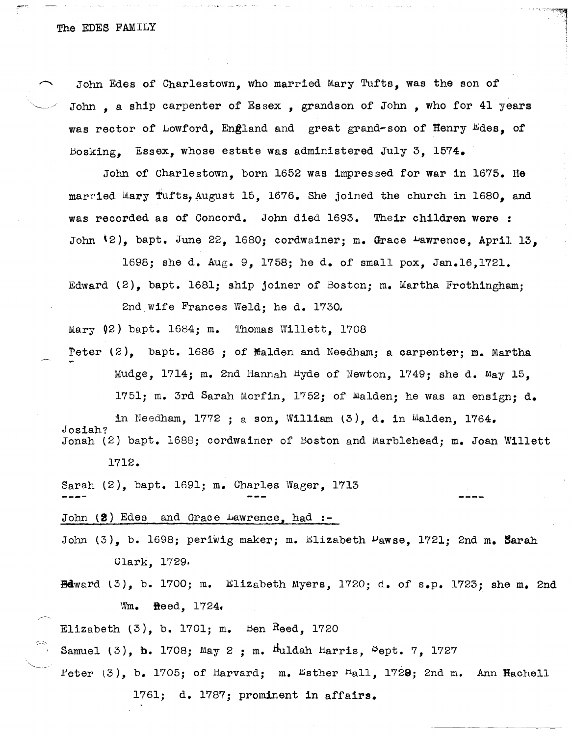The EDES FAMILY

John Edes of Charlestown, who married Mary Tufts, was the son of John , a ship carpenter of Essex , grandson of John , who for 41 years was rector of Lowford, England and great grand-son of Henry Edes, of Bosking, Essex, whose estate was administered July 3, 1574.

John of Charlestown, born 1652 was impressed for war in 1675. He married Mary Tufts, August 15, 1676. She joined the church in 1680, and was recorded as of Concord. John died 1693. Their children were :

John (2), bapt. June 22, 1680; cordwainer; m. Grace Lawrence, April 13, 1698; she d. Aug. 9, 1758; he d. of small pox, Jan.16,1721.

Edward (2), bapt. 1681; ship joiner of Boston; m. Martha Frothingham; 2nd wife Frances Weld; he d. 1730.

Mary (2) bapt. 1684; m. Thomas Willett, 1708

Peter (2), bapt. 1686 ; of Malden and Needham; a carpenter; m. Martha Mudge, 1714; m. 2nd Hannah Hyde of Newton, 1749; she d. May 15, 1751; m. 3rd Sarah Morfin, 1752; of Malden; he was an ensign; d. in Needham, 1772 ; a son, William (3), d. in Malden, 1764.

Josiah?
Jonah (2) bapt. 1688; cordwainer of Boston and Marblehead; m. Joan Willett 1712.

Sarah (2), bapt. 1691; m. Charles Wager, 1713

---

John (2) Edes and Grace Lawrence, had :-

John (3), b. 1698; periwig maker; m. Elizabeth Dawse, 1721; 2nd m. Sarah Clark, 1729.

Edward (3), b. 1700; m. Elizabeth Myers, 1720; d. of s.p. 1723; she m. 2nd Wm. Reed, 1724.

Elizabeth (3), b. 1701; m. Ben Reed, 1720

Samuel (3), b. 1708; May 2 ; m. Huldah Harris, Sept. 7, 1727

Peter (3), b. 1705; of Harvard; m. Esther Hall, 1729; 2nd m. Ann Hachell 1761; d. 1787; prominent in affairs.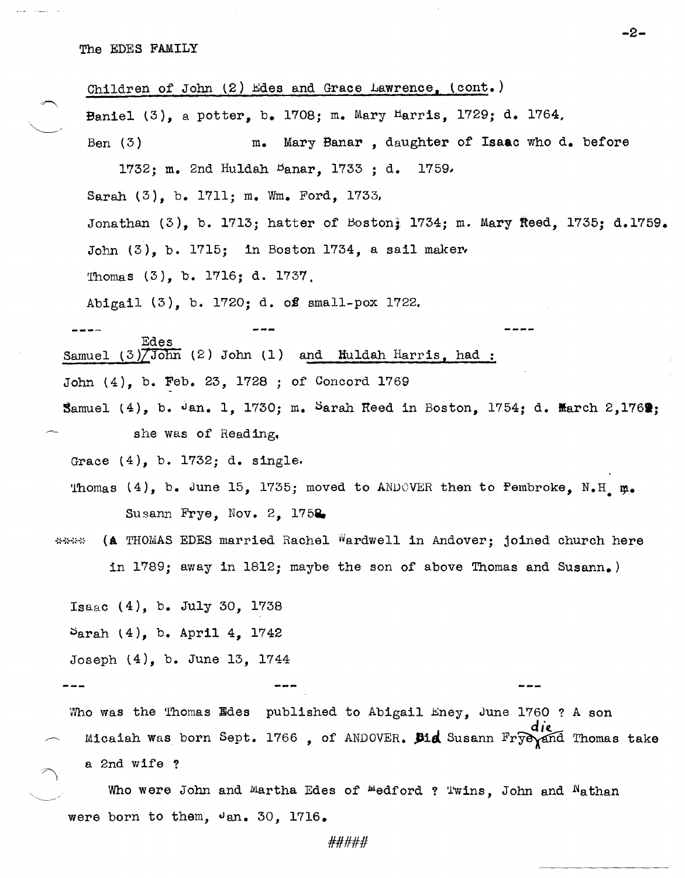The EDES FAMILY

Children of John (2) Edes and Grace Lawrence, (cont.)

Daniel (3), a potter, b. 1708; m. Mary Harris, 1729; d. 1764.

Ben (3) m. Mary Banar , daughter of Isaac who d. before 1732; m. 2nd Huldah Banar, 1733 ; d. 1759.

Sarah (3), b. 1711; m. Wm. Ford, 1733.

Jonathan (3), b. 1713; hatter of Boston; 1734; m. Mary Reed, 1735; d.1759.

John (3), b. 1715; in Boston 1734, a sail maker.

Thomas (3), b. 1716; d. 1737.

Abigail (3), b. 1720; d. of small-pox 1722.

---

Samuel (3) Edes John (2) John (1) and Huldah Harris, had :

John (4), b. Feb. 23, 1728 ; of Concord 1769

Samuel (4), b. Jan. 1, 1730; m. Sarah Reed in Boston, 1754; d. March 2,1762; she was of Reading.

Grace (4), b. 1732; d. single.

Thomas (4), b. June 15, 1735; moved to ANDOVER then to Pembroke, N.H. m. Susann Frye, Nov. 2, 1758.

**** (A THOMAS EDES married Rachel Wardwell in Andover; joined church here in 1789; away in 1812; maybe the son of above Thomas and Susann.)

Isaac (4), b. July 30, 1738

Sarah (4), b. April 4, 1742

Joseph (4), b. June 13, 1744

---

Who was the Thomas Edes published to Abigail Eney, June 1760 ? A son Micaiah was born Sept. 1766 , of ANDOVER. Did Susann Frye die and Thomas take a 2nd wife ?

Who were John and Martha Edes of Medford ? Twins, John and Nathan were born to them, Jan. 30, 1716.

#####